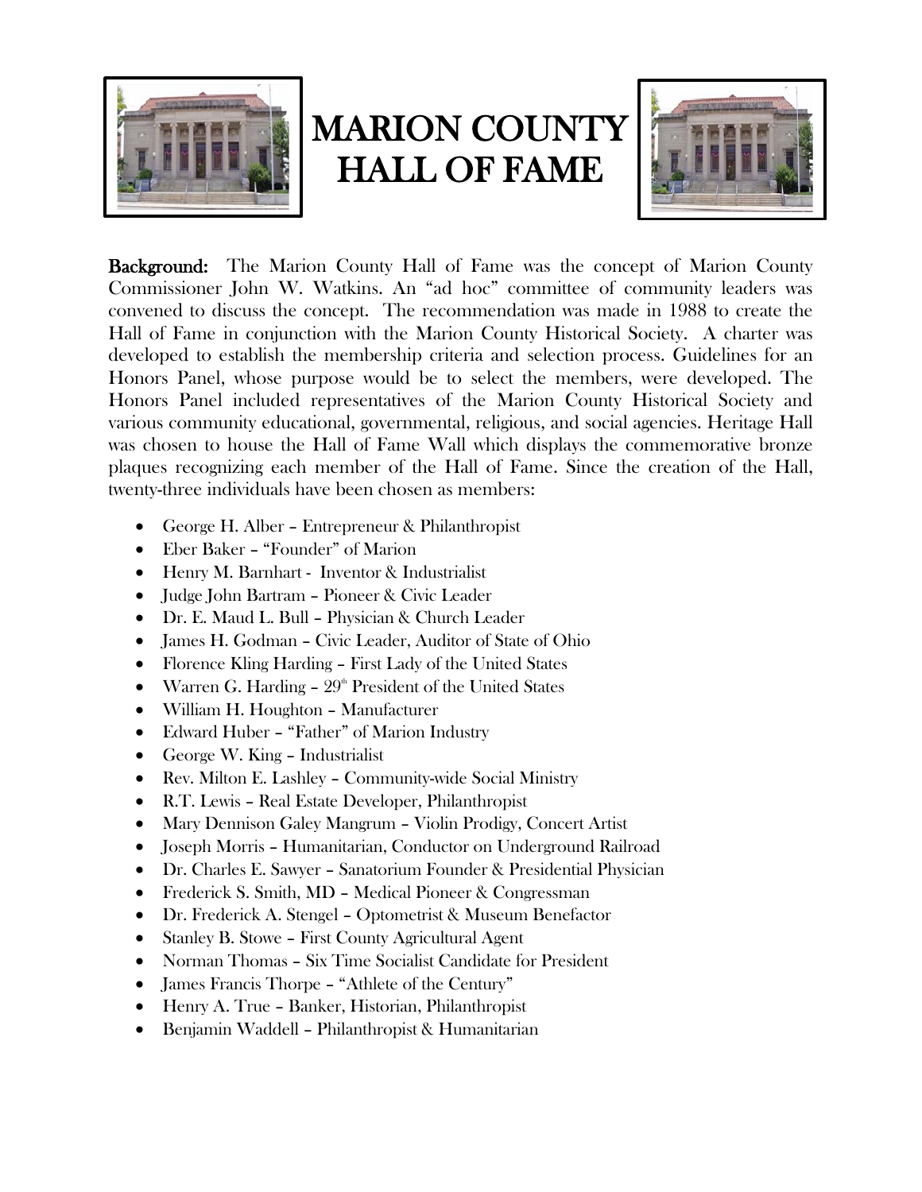# MARION COUNTY HALL OF FAME

**Background:** The Marion County Hall of Fame was the concept of Marion County Commissioner John W. Watkins. An "ad hoc" committee of community leaders was convened to discuss the concept. The recommendation was made in 1988 to create the Hall of Fame in conjunction with the Marion County Historical Society. A charter was developed to establish the membership criteria and selection process. Guidelines for an Honors Panel, whose purpose would be to select the members, were developed. The Honors Panel included representatives of the Marion County Historical Society and various community educational, governmental, religious, and social agencies. Heritage Hall was chosen to house the Hall of Fame Wall which displays the commemorative bronze plaques recognizing each member of the Hall of Fame. Since the creation of the Hall, twenty-three individuals have been chosen as members:

- George H. Alber – Entrepreneur & Philanthropist
- Eber Baker – "Founder" of Marion
- Henry M. Barnhart - Inventor & Industrialist
- Judge John Bartram – Pioneer & Civic Leader
- Dr. E. Maud L. Bull – Physician & Church Leader
- James H. Godman – Civic Leader, Auditor of State of Ohio
- Florence Kling Harding – First Lady of the United States
- Warren G. Harding – 29th President of the United States
- William H. Houghton – Manufacturer
- Edward Huber – "Father" of Marion Industry
- George W. King – Industrialist
- Rev. Milton E. Lashley – Community-wide Social Ministry
- R.T. Lewis – Real Estate Developer, Philanthropist
- Mary Dennison Galey Mangrum – Violin Prodigy, Concert Artist
- Joseph Morris – Humanitarian, Conductor on Underground Railroad
- Dr. Charles E. Sawyer – Sanatorium Founder & Presidential Physician
- Frederick S. Smith, MD – Medical Pioneer & Congressman
- Dr. Frederick A. Stengel – Optometrist & Museum Benefactor
- Stanley B. Stowe – First County Agricultural Agent
- Norman Thomas – Six Time Socialist Candidate for President
- James Francis Thorpe – "Athlete of the Century"
- Henry A. True – Banker, Historian, Philanthropist
- Benjamin Waddell – Philanthropist & Humanitarian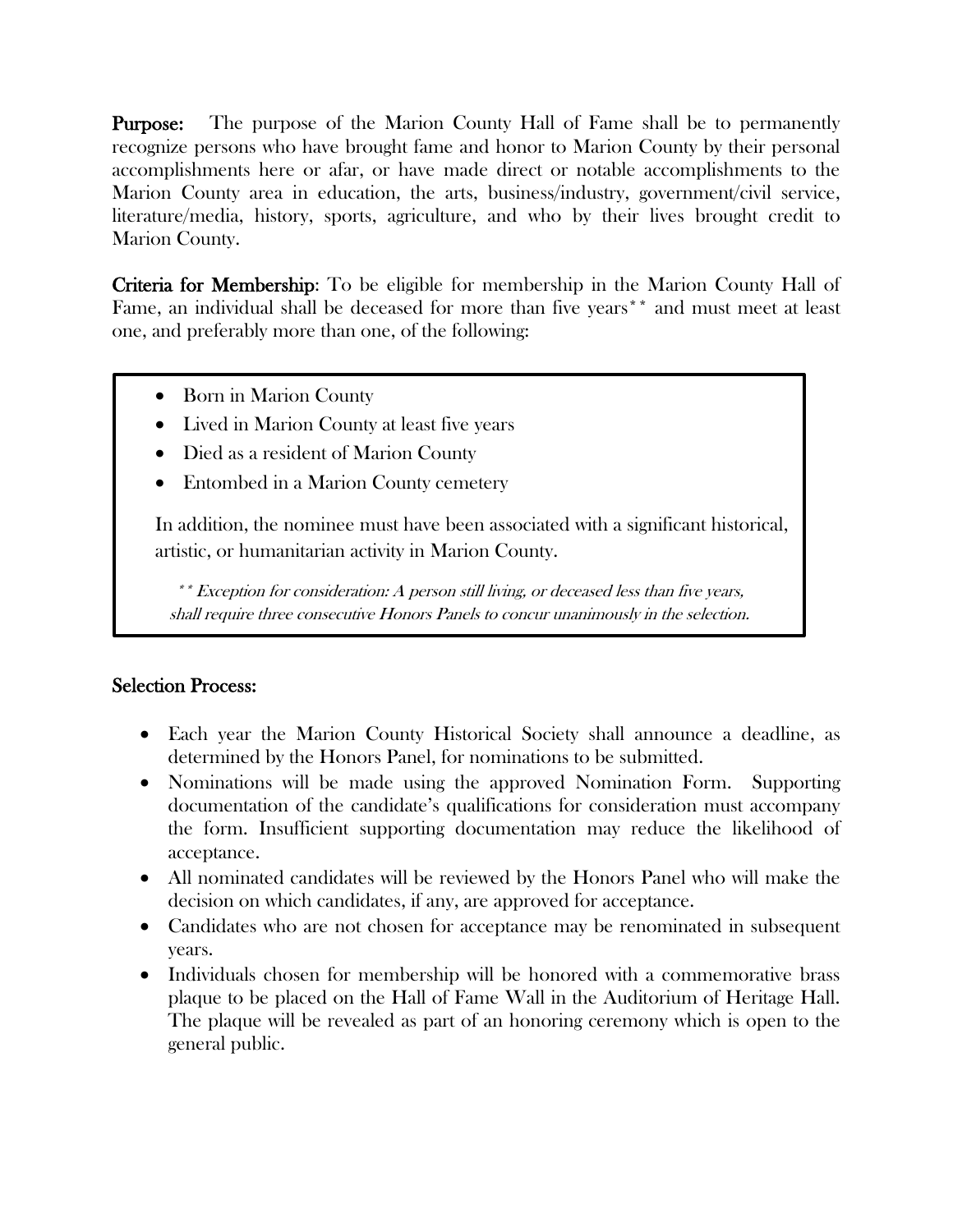**Purpose:** The purpose of the Marion County Hall of Fame shall be to permanently recognize persons who have brought fame and honor to Marion County by their personal accomplishments here or afar, or have made direct or notable accomplishments to the Marion County area in education, the arts, business/industry, government/civil service, literature/media, history, sports, agriculture, and who by their lives brought credit to Marion County.

**Criteria for Membership**: To be eligible for membership in the Marion County Hall of Fame, an individual shall be deceased for more than five years** and must meet at least one, and preferably more than one, of the following:

- Born in Marion County
- Lived in Marion County at least five years
- Died as a resident of Marion County
- Entombed in a Marion County cemetery

In addition, the nominee must have been associated with a significant historical, artistic, or humanitarian activity in Marion County.

*** Exception for consideration: A person still living, or deceased less than five years, shall require three consecutive Honors Panels to concur unanimously in the selection.*

**Selection Process:**

- Each year the Marion County Historical Society shall announce a deadline, as determined by the Honors Panel, for nominations to be submitted.
- Nominations will be made using the approved Nomination Form. Supporting documentation of the candidate's qualifications for consideration must accompany the form. Insufficient supporting documentation may reduce the likelihood of acceptance.
- All nominated candidates will be reviewed by the Honors Panel who will make the decision on which candidates, if any, are approved for acceptance.
- Candidates who are not chosen for acceptance may be renominated in subsequent years.
- Individuals chosen for membership will be honored with a commemorative brass plaque to be placed on the Hall of Fame Wall in the Auditorium of Heritage Hall. The plaque will be revealed as part of an honoring ceremony which is open to the general public.